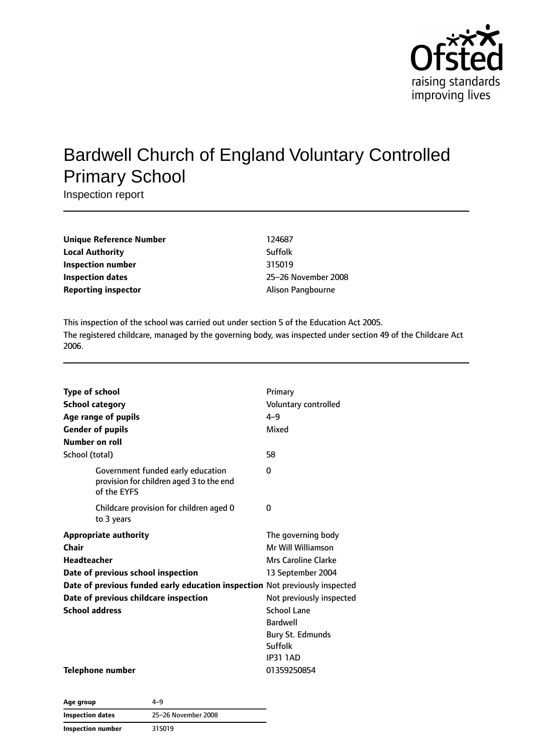# Bardwell Church of England Voluntary Controlled Primary School

Inspection report

| | |
|---|---|
| **Unique Reference Number** | 124687 |
| **Local Authority** | Suffolk |
| **Inspection number** | 315019 |
| **Inspection dates** | 25–26 November 2008 |
| **Reporting inspector** | Alison Pangbourne |

This inspection of the school was carried out under section 5 of the Education Act 2005.
The registered childcare, managed by the governing body, was inspected under section 49 of the Childcare Act 2006.

| | |
|---|---|
| **Type of school** | Primary |
| **School category** | Voluntary controlled |
| **Age range of pupils** | 4–9 |
| **Gender of pupils** | Mixed |
| **Number on roll** | |
| School (total) | 58 |
| Government funded early education provision for children aged 3 to the end of the EYFS | 0 |
| Childcare provision for children aged 0 to 3 years | 0 |
| **Appropriate authority** | The governing body |
| **Chair** | Mr Will Williamson |
| **Headteacher** | Mrs Caroline Clarke |
| **Date of previous school inspection** | 13 September 2004 |
| **Date of previous funded early education inspection** | Not previously inspected |
| **Date of previous childcare inspection** | Not previously inspected |
| **School address** | School Lane<br>Bardwell<br>Bury St. Edmunds<br>Suffolk<br>IP31 1AD |
| **Telephone number** | 01359250854 |

| | |
|---|---|
| **Age group** | 4–9 |
| **Inspection dates** | 25–26 November 2008 |
| **Inspection number** | 315019 |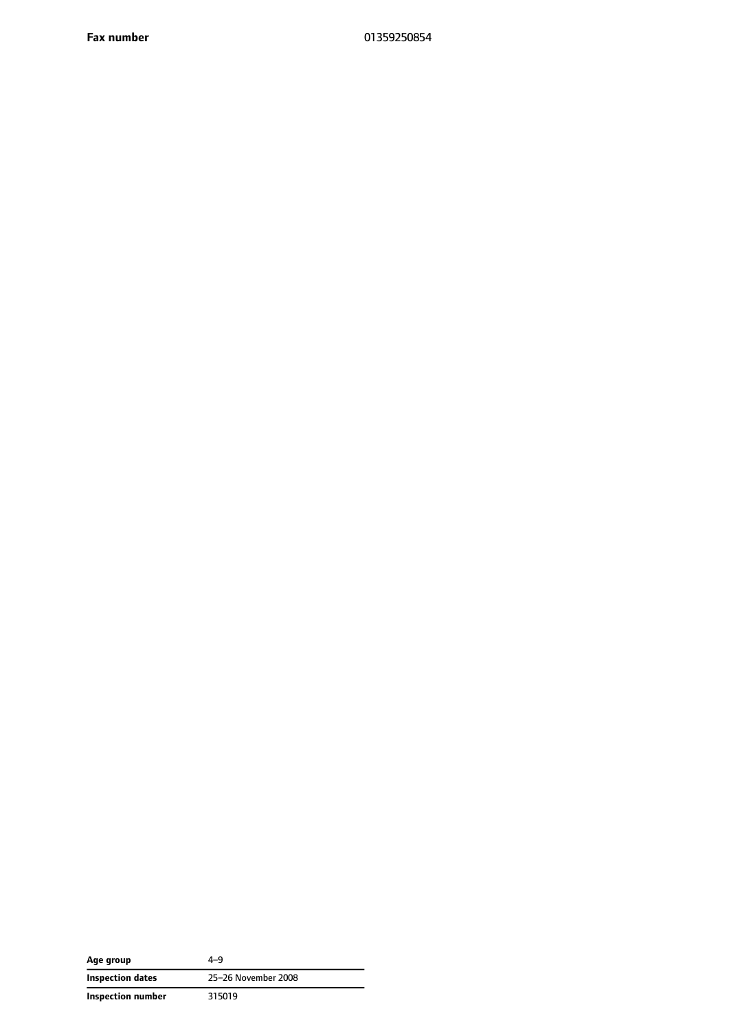| **Fax number** | 01359250854 |
| --- | --- |

| **Age group** | 4–9 |
| --- | --- |
| **Inspection dates** | 25–26 November 2008 |
| **Inspection number** | 315019 |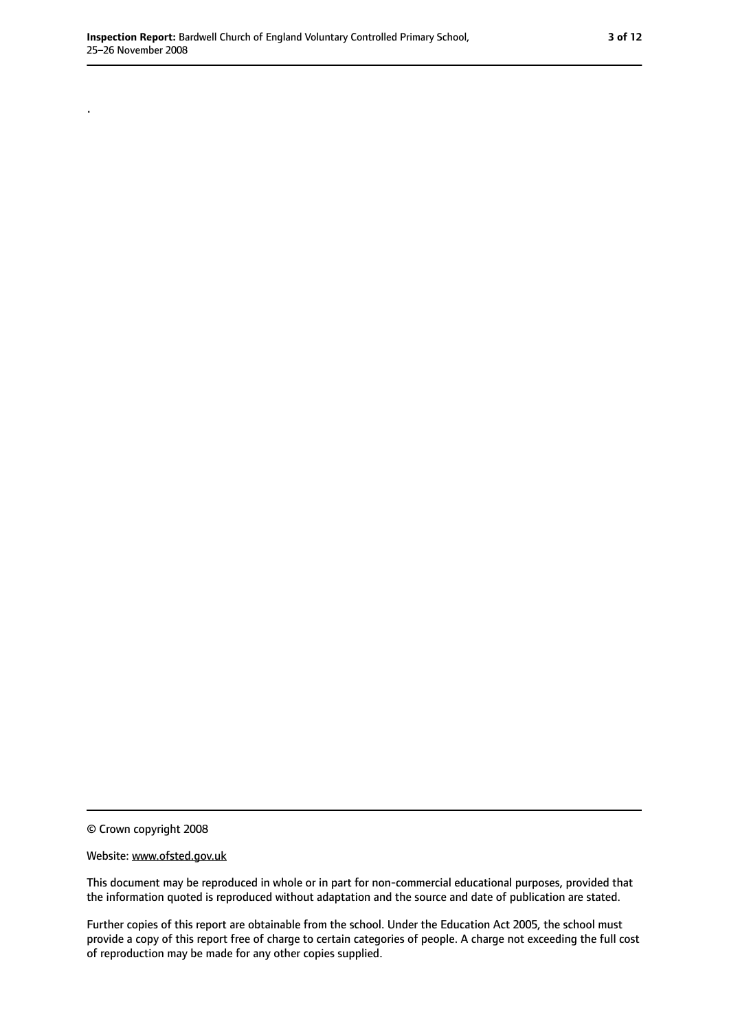.

© Crown copyright 2008

Website: www.ofsted.gov.uk

This document may be reproduced in whole or in part for non-commercial educational purposes, provided that the information quoted is reproduced without adaptation and the source and date of publication are stated.

Further copies of this report are obtainable from the school. Under the Education Act 2005, the school must provide a copy of this report free of charge to certain categories of people. A charge not exceeding the full cost of reproduction may be made for any other copies supplied.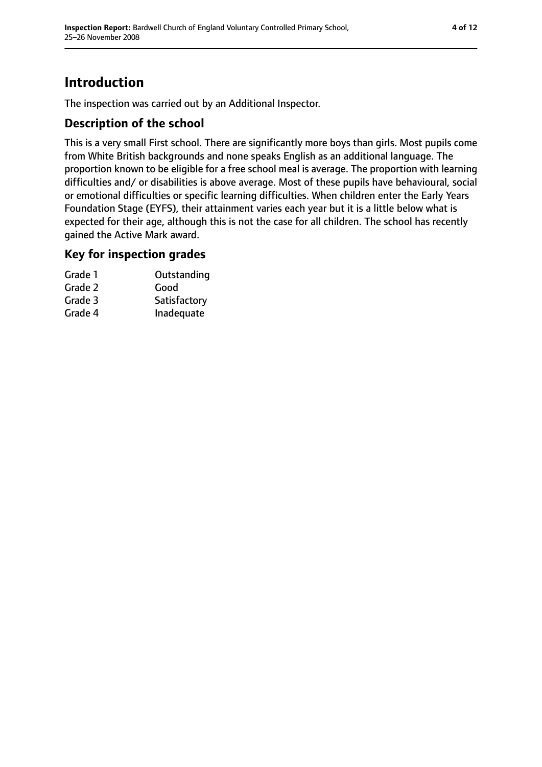# Introduction

The inspection was carried out by an Additional Inspector.

## Description of the school

This is a very small First school. There are significantly more boys than girls. Most pupils come from White British backgrounds and none speaks English as an additional language. The proportion known to be eligible for a free school meal is average. The proportion with learning difficulties and/ or disabilities is above average. Most of these pupils have behavioural, social or emotional difficulties or specific learning difficulties. When children enter the Early Years Foundation Stage (EYFS), their attainment varies each year but it is a little below what is expected for their age, although this is not the case for all children. The school has recently gained the Active Mark award.

## Key for inspection grades

| | |
|---|---|
| Grade 1 | Outstanding |
| Grade 2 | Good |
| Grade 3 | Satisfactory |
| Grade 4 | Inadequate |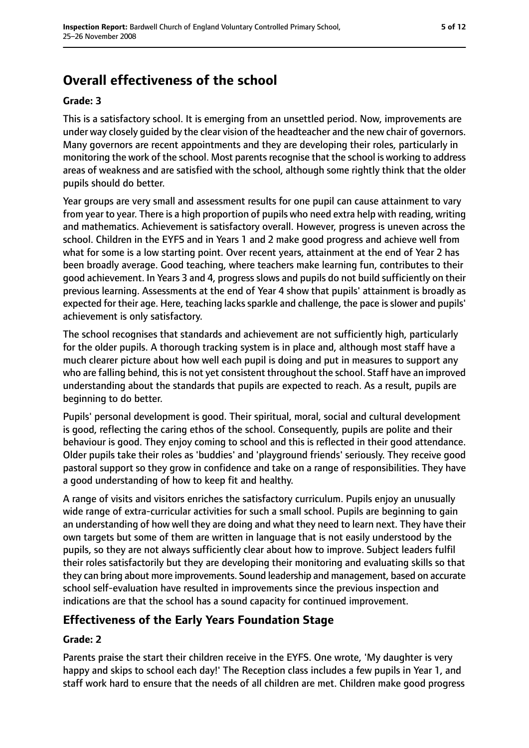## Overall effectiveness of the school

**Grade: 3**

This is a satisfactory school. It is emerging from an unsettled period. Now, improvements are under way closely guided by the clear vision of the headteacher and the new chair of governors. Many governors are recent appointments and they are developing their roles, particularly in monitoring the work of the school. Most parents recognise that the school is working to address areas of weakness and are satisfied with the school, although some rightly think that the older pupils should do better.

Year groups are very small and assessment results for one pupil can cause attainment to vary from year to year. There is a high proportion of pupils who need extra help with reading, writing and mathematics. Achievement is satisfactory overall. However, progress is uneven across the school. Children in the EYFS and in Years 1 and 2 make good progress and achieve well from what for some is a low starting point. Over recent years, attainment at the end of Year 2 has been broadly average. Good teaching, where teachers make learning fun, contributes to their good achievement. In Years 3 and 4, progress slows and pupils do not build sufficiently on their previous learning. Assessments at the end of Year 4 show that pupils' attainment is broadly as expected for their age. Here, teaching lacks sparkle and challenge, the pace is slower and pupils' achievement is only satisfactory.

The school recognises that standards and achievement are not sufficiently high, particularly for the older pupils. A thorough tracking system is in place and, although most staff have a much clearer picture about how well each pupil is doing and put in measures to support any who are falling behind, this is not yet consistent throughout the school. Staff have an improved understanding about the standards that pupils are expected to reach. As a result, pupils are beginning to do better.

Pupils' personal development is good. Their spiritual, moral, social and cultural development is good, reflecting the caring ethos of the school. Consequently, pupils are polite and their behaviour is good. They enjoy coming to school and this is reflected in their good attendance. Older pupils take their roles as 'buddies' and 'playground friends' seriously. They receive good pastoral support so they grow in confidence and take on a range of responsibilities. They have a good understanding of how to keep fit and healthy.

A range of visits and visitors enriches the satisfactory curriculum. Pupils enjoy an unusually wide range of extra-curricular activities for such a small school. Pupils are beginning to gain an understanding of how well they are doing and what they need to learn next. They have their own targets but some of them are written in language that is not easily understood by the pupils, so they are not always sufficiently clear about how to improve. Subject leaders fulfil their roles satisfactorily but they are developing their monitoring and evaluating skills so that they can bring about more improvements. Sound leadership and management, based on accurate school self-evaluation have resulted in improvements since the previous inspection and indications are that the school has a sound capacity for continued improvement.

### Effectiveness of the Early Years Foundation Stage

**Grade: 2**

Parents praise the start their children receive in the EYFS. One wrote, 'My daughter is very happy and skips to school each day!' The Reception class includes a few pupils in Year 1, and staff work hard to ensure that the needs of all children are met. Children make good progress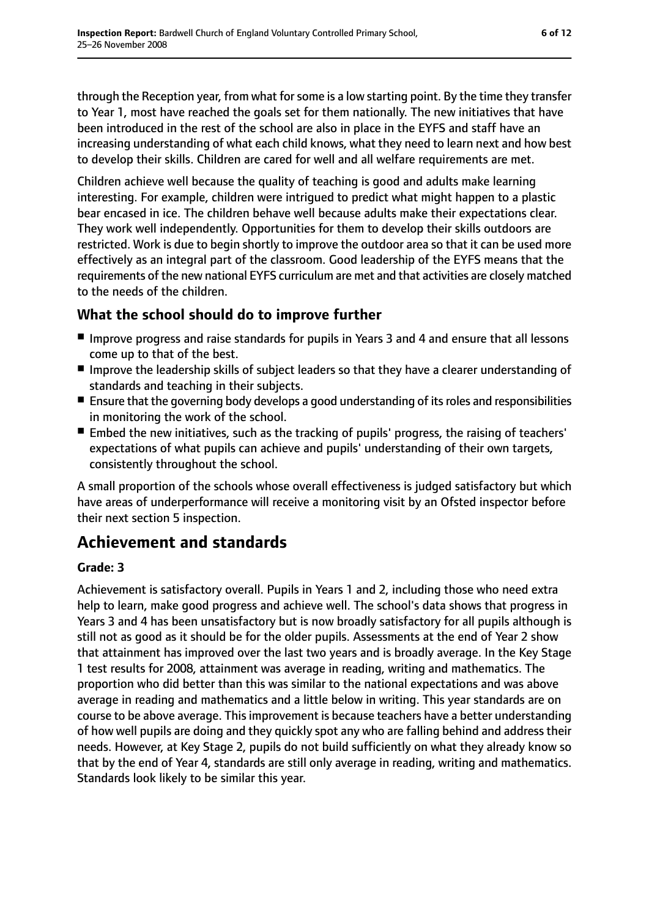through the Reception year, from what for some is a low starting point. By the time they transfer to Year 1, most have reached the goals set for them nationally. The new initiatives that have been introduced in the rest of the school are also in place in the EYFS and staff have an increasing understanding of what each child knows, what they need to learn next and how best to develop their skills. Children are cared for well and all welfare requirements are met.

Children achieve well because the quality of teaching is good and adults make learning interesting. For example, children were intrigued to predict what might happen to a plastic bear encased in ice. The children behave well because adults make their expectations clear. They work well independently. Opportunities for them to develop their skills outdoors are restricted. Work is due to begin shortly to improve the outdoor area so that it can be used more effectively as an integral part of the classroom. Good leadership of the EYFS means that the requirements of the new national EYFS curriculum are met and that activities are closely matched to the needs of the children.

## What the school should do to improve further

- Improve progress and raise standards for pupils in Years 3 and 4 and ensure that all lessons come up to that of the best.
- Improve the leadership skills of subject leaders so that they have a clearer understanding of standards and teaching in their subjects.
- Ensure that the governing body develops a good understanding of its roles and responsibilities in monitoring the work of the school.
- Embed the new initiatives, such as the tracking of pupils' progress, the raising of teachers' expectations of what pupils can achieve and pupils' understanding of their own targets, consistently throughout the school.

A small proportion of the schools whose overall effectiveness is judged satisfactory but which have areas of underperformance will receive a monitoring visit by an Ofsted inspector before their next section 5 inspection.

# Achievement and standards

**Grade: 3**

Achievement is satisfactory overall. Pupils in Years 1 and 2, including those who need extra help to learn, make good progress and achieve well. The school's data shows that progress in Years 3 and 4 has been unsatisfactory but is now broadly satisfactory for all pupils although is still not as good as it should be for the older pupils. Assessments at the end of Year 2 show that attainment has improved over the last two years and is broadly average. In the Key Stage 1 test results for 2008, attainment was average in reading, writing and mathematics. The proportion who did better than this was similar to the national expectations and was above average in reading and mathematics and a little below in writing. This year standards are on course to be above average. This improvement is because teachers have a better understanding of how well pupils are doing and they quickly spot any who are falling behind and address their needs. However, at Key Stage 2, pupils do not build sufficiently on what they already know so that by the end of Year 4, standards are still only average in reading, writing and mathematics. Standards look likely to be similar this year.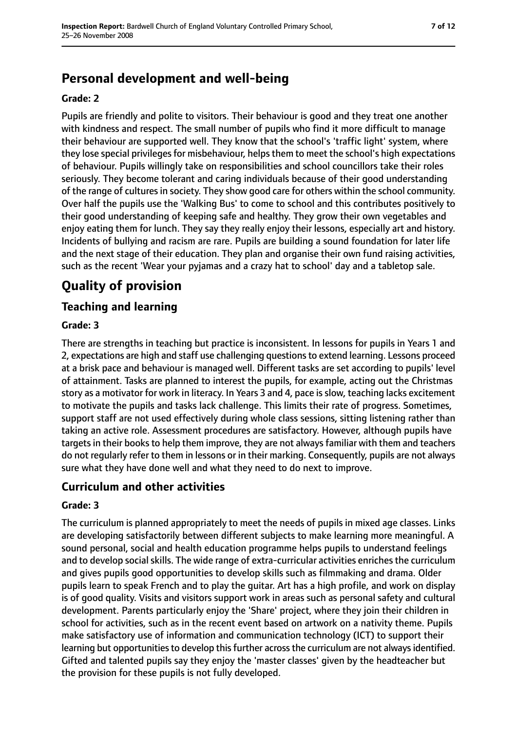## Personal development and well-being

**Grade: 2**

Pupils are friendly and polite to visitors. Their behaviour is good and they treat one another with kindness and respect. The small number of pupils who find it more difficult to manage their behaviour are supported well. They know that the school's 'traffic light' system, where they lose special privileges for misbehaviour, helps them to meet the school's high expectations of behaviour. Pupils willingly take on responsibilities and school councillors take their roles seriously. They become tolerant and caring individuals because of their good understanding of the range of cultures in society. They show good care for others within the school community. Over half the pupils use the 'Walking Bus' to come to school and this contributes positively to their good understanding of keeping safe and healthy. They grow their own vegetables and enjoy eating them for lunch. They say they really enjoy their lessons, especially art and history. Incidents of bullying and racism are rare. Pupils are building a sound foundation for later life and the next stage of their education. They plan and organise their own fund raising activities, such as the recent 'Wear your pyjamas and a crazy hat to school' day and a tabletop sale.

# Quality of provision

## Teaching and learning

**Grade: 3**

There are strengths in teaching but practice is inconsistent. In lessons for pupils in Years 1 and 2, expectations are high and staff use challenging questions to extend learning. Lessons proceed at a brisk pace and behaviour is managed well. Different tasks are set according to pupils' level of attainment. Tasks are planned to interest the pupils, for example, acting out the Christmas story as a motivator for work in literacy. In Years 3 and 4, pace is slow, teaching lacks excitement to motivate the pupils and tasks lack challenge. This limits their rate of progress. Sometimes, support staff are not used effectively during whole class sessions, sitting listening rather than taking an active role. Assessment procedures are satisfactory. However, although pupils have targets in their books to help them improve, they are not always familiar with them and teachers do not regularly refer to them in lessons or in their marking. Consequently, pupils are not always sure what they have done well and what they need to do next to improve.

## Curriculum and other activities

**Grade: 3**

The curriculum is planned appropriately to meet the needs of pupils in mixed age classes. Links are developing satisfactorily between different subjects to make learning more meaningful. A sound personal, social and health education programme helps pupils to understand feelings and to develop social skills. The wide range of extra-curricular activities enriches the curriculum and gives pupils good opportunities to develop skills such as filmmaking and drama. Older pupils learn to speak French and to play the guitar. Art has a high profile, and work on display is of good quality. Visits and visitors support work in areas such as personal safety and cultural development. Parents particularly enjoy the 'Share' project, where they join their children in school for activities, such as in the recent event based on artwork on a nativity theme. Pupils make satisfactory use of information and communication technology (ICT) to support their learning but opportunities to develop this further across the curriculum are not always identified. Gifted and talented pupils say they enjoy the 'master classes' given by the headteacher but the provision for these pupils is not fully developed.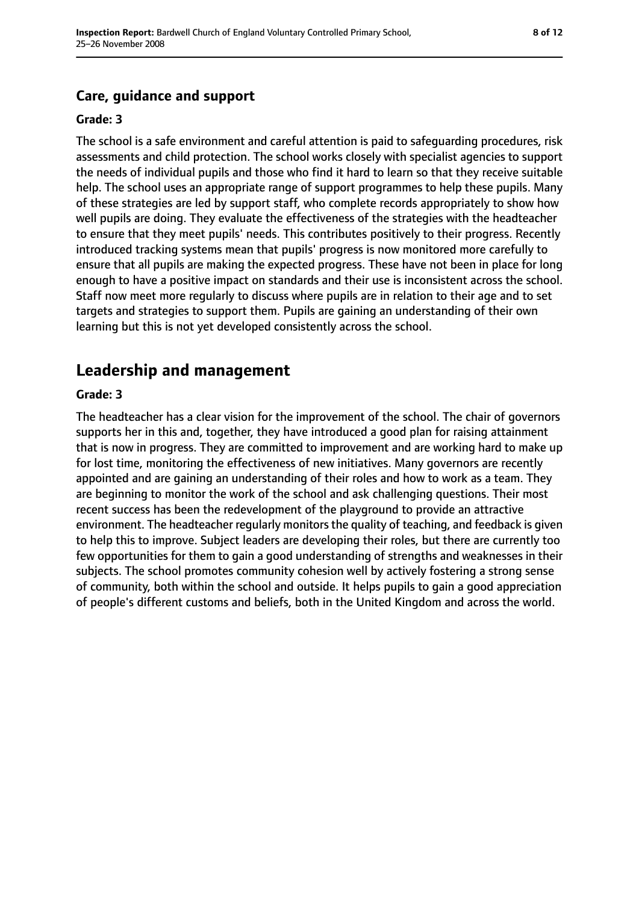### Care, guidance and support

**Grade: 3**

The school is a safe environment and careful attention is paid to safeguarding procedures, risk assessments and child protection. The school works closely with specialist agencies to support the needs of individual pupils and those who find it hard to learn so that they receive suitable help. The school uses an appropriate range of support programmes to help these pupils. Many of these strategies are led by support staff, who complete records appropriately to show how well pupils are doing. They evaluate the effectiveness of the strategies with the headteacher to ensure that they meet pupils' needs. This contributes positively to their progress. Recently introduced tracking systems mean that pupils' progress is now monitored more carefully to ensure that all pupils are making the expected progress. These have not been in place for long enough to have a positive impact on standards and their use is inconsistent across the school. Staff now meet more regularly to discuss where pupils are in relation to their age and to set targets and strategies to support them. Pupils are gaining an understanding of their own learning but this is not yet developed consistently across the school.

## Leadership and management

**Grade: 3**

The headteacher has a clear vision for the improvement of the school. The chair of governors supports her in this and, together, they have introduced a good plan for raising attainment that is now in progress. They are committed to improvement and are working hard to make up for lost time, monitoring the effectiveness of new initiatives. Many governors are recently appointed and are gaining an understanding of their roles and how to work as a team. They are beginning to monitor the work of the school and ask challenging questions. Their most recent success has been the redevelopment of the playground to provide an attractive environment. The headteacher regularly monitors the quality of teaching, and feedback is given to help this to improve. Subject leaders are developing their roles, but there are currently too few opportunities for them to gain a good understanding of strengths and weaknesses in their subjects. The school promotes community cohesion well by actively fostering a strong sense of community, both within the school and outside. It helps pupils to gain a good appreciation of people's different customs and beliefs, both in the United Kingdom and across the world.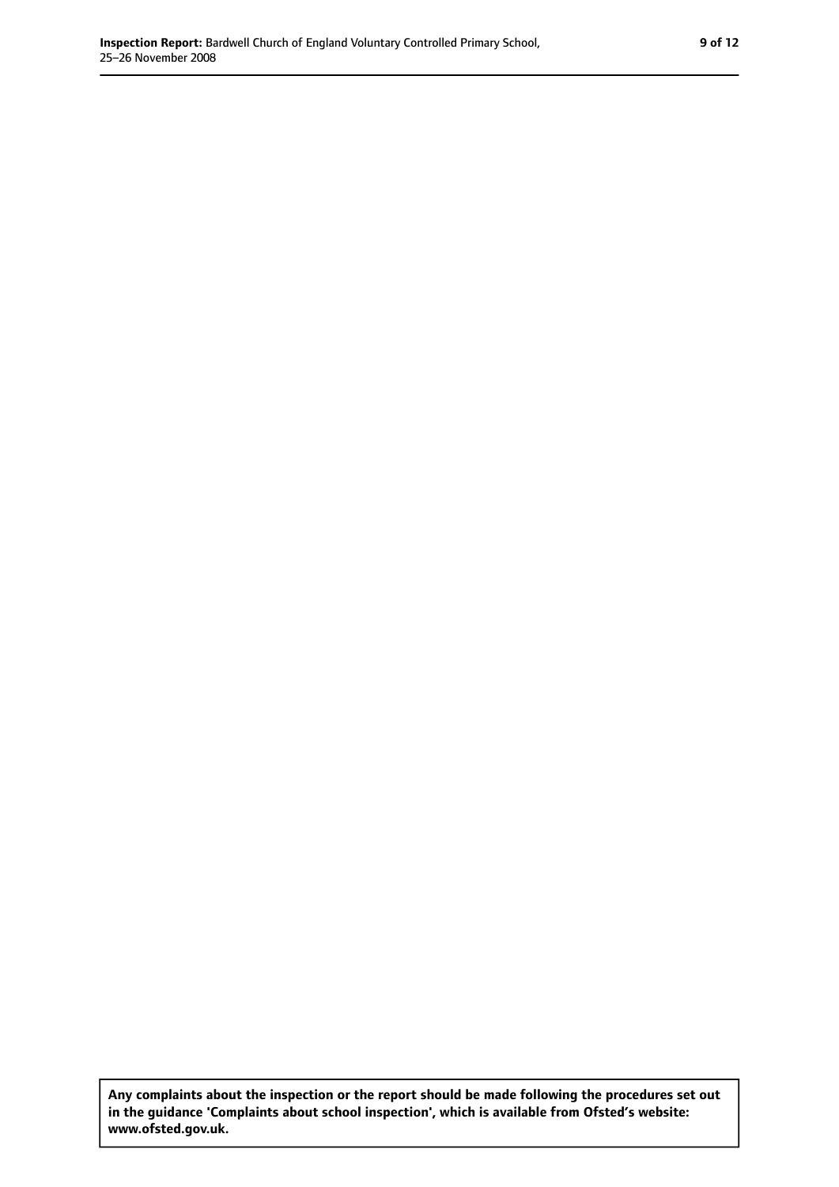**Any complaints about the inspection or the report should be made following the procedures set out in the guidance 'Complaints about school inspection', which is available from Ofsted's website: www.ofsted.gov.uk.**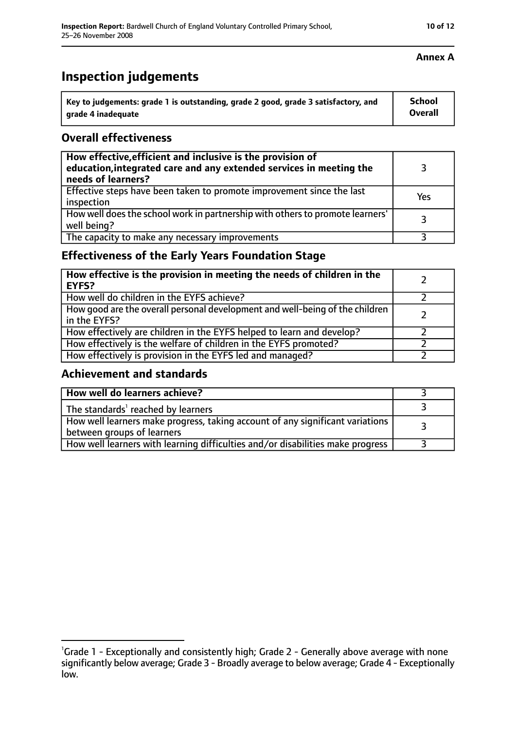**Annex A**

# Inspection judgements

| Key to judgements: grade 1 is outstanding, grade 2 good, grade 3 satisfactory, and grade 4 inadequate | School Overall |
|---|---|

## Overall effectiveness

| | |
|---|---|
| **How effective, efficient and inclusive is the provision of education, integrated care and any extended services in meeting the needs of learners?** | 3 |
| Effective steps have been taken to promote improvement since the last inspection | Yes |
| How well does the school work in partnership with others to promote learners' well being? | 3 |
| The capacity to make any necessary improvements | 3 |

## Effectiveness of the Early Years Foundation Stage

| | |
|---|---|
| **How effective is the provision in meeting the needs of children in the EYFS?** | 2 |
| How well do children in the EYFS achieve? | 2 |
| How good are the overall personal development and well-being of the children in the EYFS? | 2 |
| How effectively are children in the EYFS helped to learn and develop? | 2 |
| How effectively is the welfare of children in the EYFS promoted? | 2 |
| How effectively is provision in the EYFS led and managed? | 2 |

## Achievement and standards

| | |
|---|---|
| **How well do learners achieve?** | 3 |
| The standards[1] reached by learners | 3 |
| How well learners make progress, taking account of any significant variations between groups of learners | 3 |
| How well learners with learning difficulties and/or disabilities make progress | 3 |

[1] Grade 1 - Exceptionally and consistently high; Grade 2 - Generally above average with none significantly below average; Grade 3 - Broadly average to below average; Grade 4 - Exceptionally low.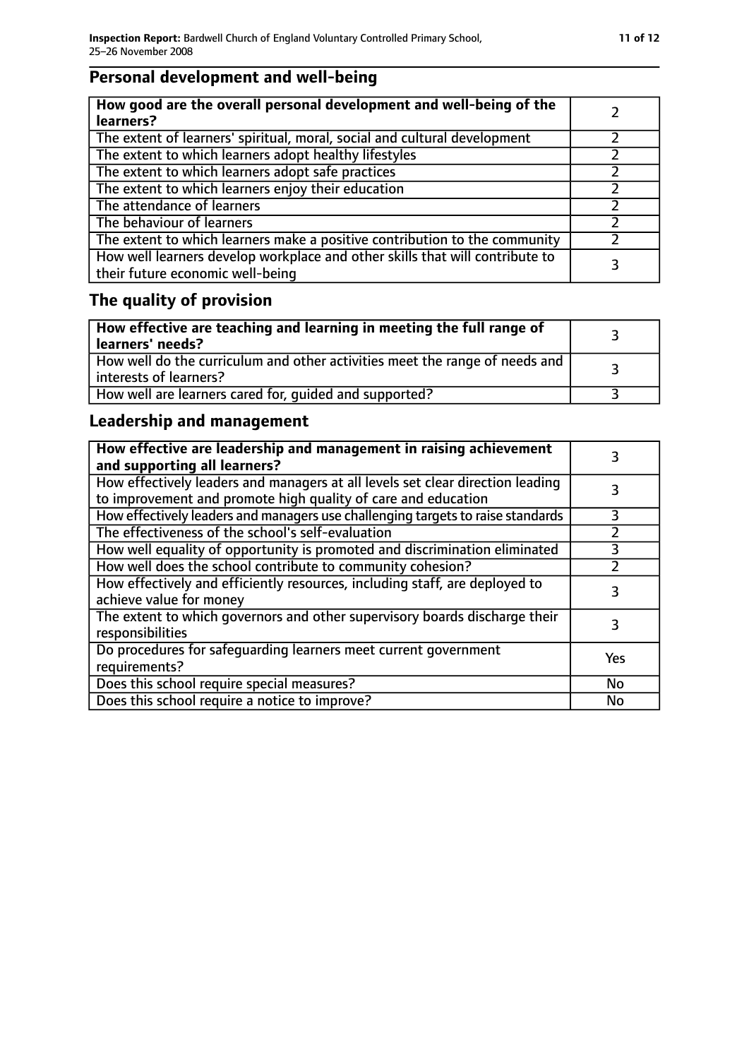## Personal development and well-being

| **How good are the overall personal development and well-being of the learners?** | 2 |
|---|---|
| The extent of learners' spiritual, moral, social and cultural development | 2 |
| The extent to which learners adopt healthy lifestyles | 2 |
| The extent to which learners adopt safe practices | 2 |
| The extent to which learners enjoy their education | 2 |
| The attendance of learners | 2 |
| The behaviour of learners | 2 |
| The extent to which learners make a positive contribution to the community | 2 |
| How well learners develop workplace and other skills that will contribute to their future economic well-being | 3 |

## The quality of provision

| **How effective are teaching and learning in meeting the full range of learners' needs?** | 3 |
|---|---|
| How well do the curriculum and other activities meet the range of needs and interests of learners? | 3 |
| How well are learners cared for, guided and supported? | 3 |

## Leadership and management

| **How effective are leadership and management in raising achievement and supporting all learners?** | 3 |
|---|---|
| How effectively leaders and managers at all levels set clear direction leading to improvement and promote high quality of care and education | 3 |
| How effectively leaders and managers use challenging targets to raise standards | 3 |
| The effectiveness of the school's self-evaluation | 2 |
| How well equality of opportunity is promoted and discrimination eliminated | 3 |
| How well does the school contribute to community cohesion? | 2 |
| How effectively and efficiently resources, including staff, are deployed to achieve value for money | 3 |
| The extent to which governors and other supervisory boards discharge their responsibilities | 3 |
| Do procedures for safeguarding learners meet current government requirements? | Yes |
| Does this school require special measures? | No |
| Does this school require a notice to improve? | No |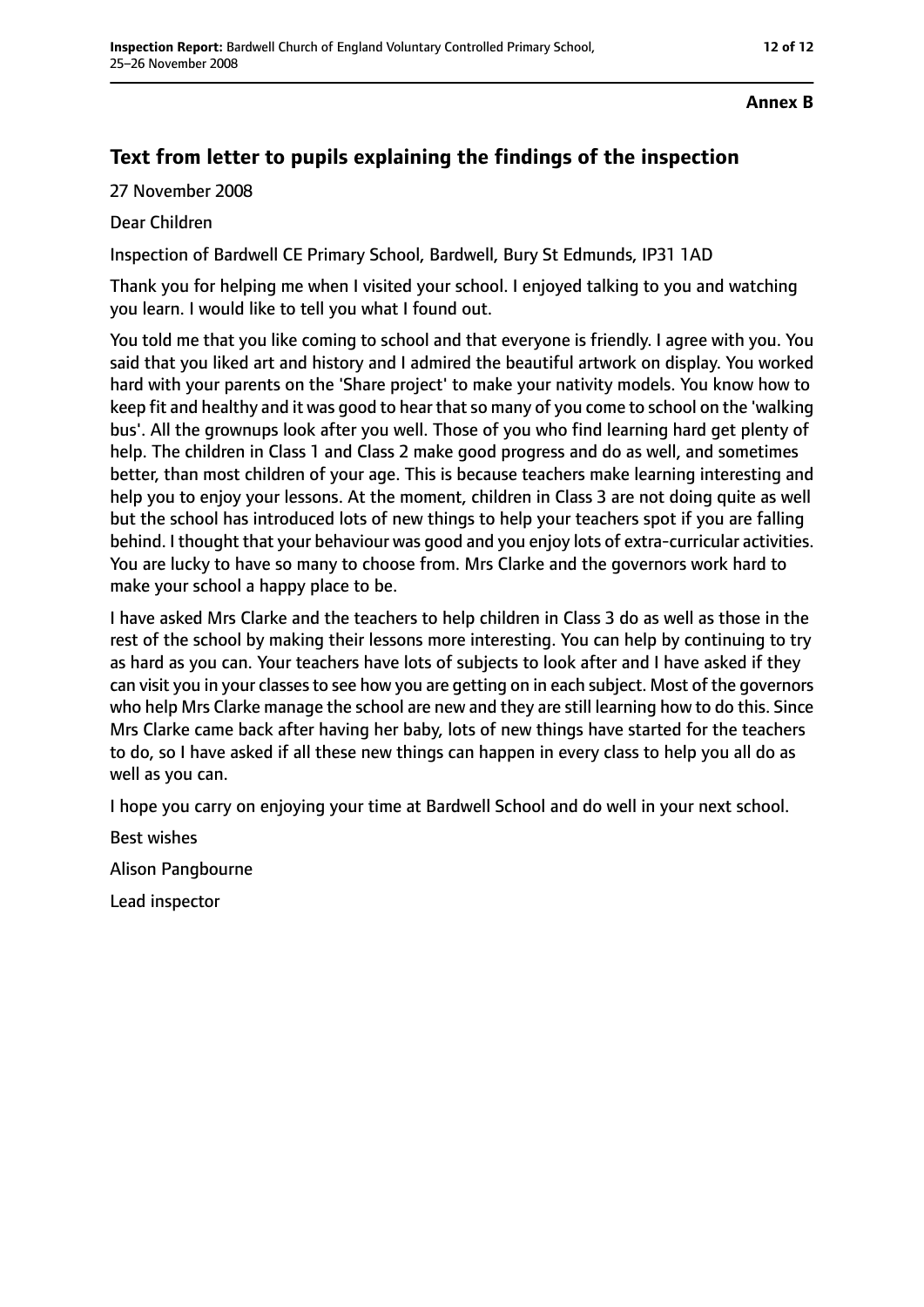**Annex B**

## Text from letter to pupils explaining the findings of the inspection

27 November 2008

Dear Children

Inspection of Bardwell CE Primary School, Bardwell, Bury St Edmunds, IP31 1AD

Thank you for helping me when I visited your school. I enjoyed talking to you and watching you learn. I would like to tell you what I found out.

You told me that you like coming to school and that everyone is friendly. I agree with you. You said that you liked art and history and I admired the beautiful artwork on display. You worked hard with your parents on the 'Share project' to make your nativity models. You know how to keep fit and healthy and it was good to hear that so many of you come to school on the 'walking bus'. All the grownups look after you well. Those of you who find learning hard get plenty of help. The children in Class 1 and Class 2 make good progress and do as well, and sometimes better, than most children of your age. This is because teachers make learning interesting and help you to enjoy your lessons. At the moment, children in Class 3 are not doing quite as well but the school has introduced lots of new things to help your teachers spot if you are falling behind. I thought that your behaviour was good and you enjoy lots of extra-curricular activities. You are lucky to have so many to choose from. Mrs Clarke and the governors work hard to make your school a happy place to be.

I have asked Mrs Clarke and the teachers to help children in Class 3 do as well as those in the rest of the school by making their lessons more interesting. You can help by continuing to try as hard as you can. Your teachers have lots of subjects to look after and I have asked if they can visit you in your classes to see how you are getting on in each subject. Most of the governors who help Mrs Clarke manage the school are new and they are still learning how to do this. Since Mrs Clarke came back after having her baby, lots of new things have started for the teachers to do, so I have asked if all these new things can happen in every class to help you all do as well as you can.

I hope you carry on enjoying your time at Bardwell School and do well in your next school.

Best wishes

Alison Pangbourne

Lead inspector